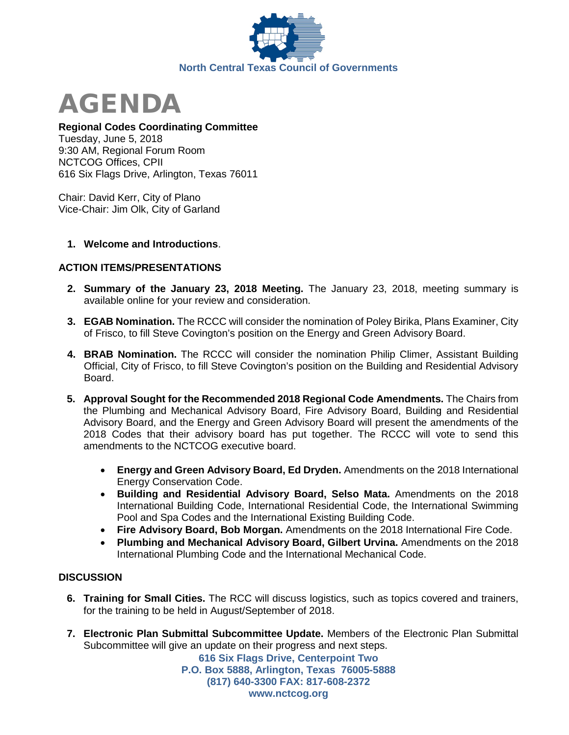North Central Texas Council of Governments

# AGENDA

**Regional Codes Coordinating Committee**
Tuesday, June 5, 2018
9:30 AM, Regional Forum Room
NCTCOG Offices, CPII
616 Six Flags Drive, Arlington, Texas 76011

Chair: David Kerr, City of Plano
Vice-Chair: Jim Olk, City of Garland

1. **Welcome and Introductions**.

## ACTION ITEMS/PRESENTATIONS

2. **Summary of the January 23, 2018 Meeting.** The January 23, 2018, meeting summary is available online for your review and consideration.

3. **EGAB Nomination.** The RCCC will consider the nomination of Poley Birika, Plans Examiner, City of Frisco, to fill Steve Covington's position on the Energy and Green Advisory Board.

4. **BRAB Nomination.** The RCCC will consider the nomination Philip Climer, Assistant Building Official, City of Frisco, to fill Steve Covington's position on the Building and Residential Advisory Board.

5. **Approval Sought for the Recommended 2018 Regional Code Amendments.** The Chairs from the Plumbing and Mechanical Advisory Board, Fire Advisory Board, Building and Residential Advisory Board, and the Energy and Green Advisory Board will present the amendments of the 2018 Codes that their advisory board has put together. The RCCC will vote to send this amendments to the NCTCOG executive board.

   - **Energy and Green Advisory Board, Ed Dryden.** Amendments on the 2018 International Energy Conservation Code.
   - **Building and Residential Advisory Board, Selso Mata.** Amendments on the 2018 International Building Code, International Residential Code, the International Swimming Pool and Spa Codes and the International Existing Building Code.
   - **Fire Advisory Board, Bob Morgan.** Amendments on the 2018 International Fire Code.
   - **Plumbing and Mechanical Advisory Board, Gilbert Urvina.** Amendments on the 2018 International Plumbing Code and the International Mechanical Code.

## DISCUSSION

6. **Training for Small Cities.** The RCC will discuss logistics, such as topics covered and trainers, for the training to be held in August/September of 2018.

7. **Electronic Plan Submittal Subcommittee Update.** Members of the Electronic Plan Submittal Subcommittee will give an update on their progress and next steps.

616 Six Flags Drive, Centerpoint Two
P.O. Box 5888, Arlington, Texas 76005-5888
(817) 640-3300 FAX: 817-608-2372
www.nctcog.org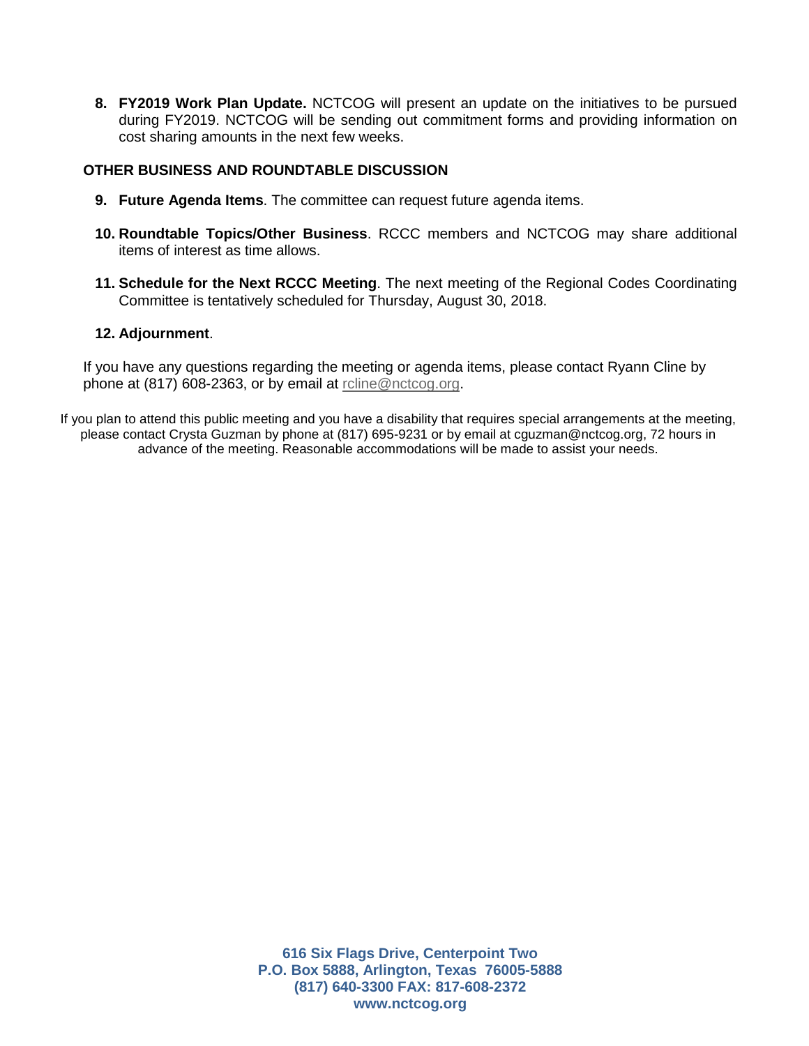8. **FY2019 Work Plan Update.** NCTCOG will present an update on the initiatives to be pursued during FY2019. NCTCOG will be sending out commitment forms and providing information on cost sharing amounts in the next few weeks.

## OTHER BUSINESS AND ROUNDTABLE DISCUSSION

9. **Future Agenda Items**. The committee can request future agenda items.

10. **Roundtable Topics/Other Business**. RCCC members and NCTCOG may share additional items of interest as time allows.

11. **Schedule for the Next RCCC Meeting**. The next meeting of the Regional Codes Coordinating Committee is tentatively scheduled for Thursday, August 30, 2018.

12. **Adjournment**.

If you have any questions regarding the meeting or agenda items, please contact Ryann Cline by phone at (817) 608-2363, or by email at rcline@nctcog.org.

If you plan to attend this public meeting and you have a disability that requires special arrangements at the meeting, please contact Crysta Guzman by phone at (817) 695-9231 or by email at cguzman@nctcog.org, 72 hours in advance of the meeting. Reasonable accommodations will be made to assist your needs.

**616 Six Flags Drive, Centerpoint Two**
**P.O. Box 5888, Arlington, Texas 76005-5888**
**(817) 640-3300 FAX: 817-608-2372**
**www.nctcog.org**